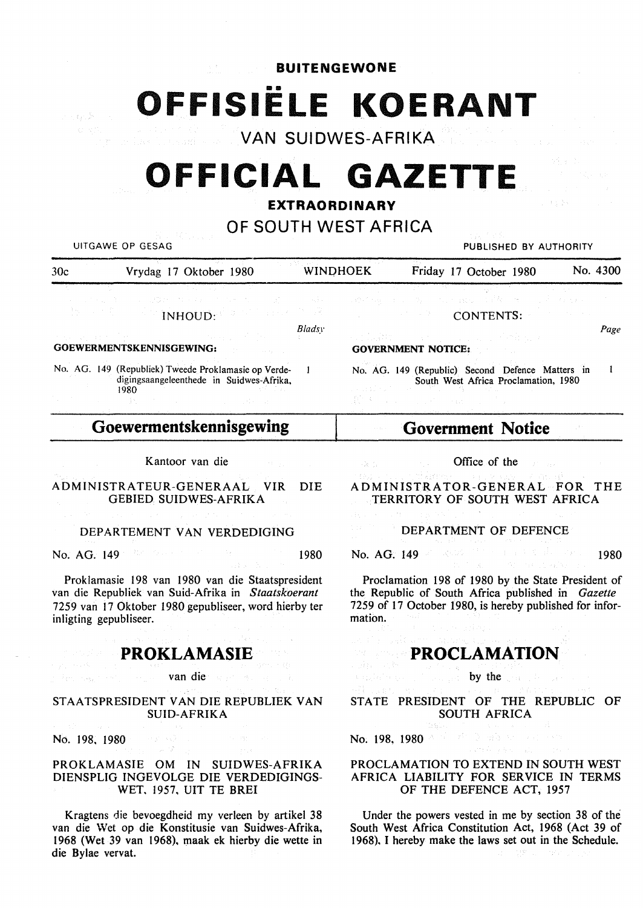**BUITENGEWONE**

# OFFISIËLE KOERANT

VAN SUIDWES-AFRIKA

# OFFICIAL GAZETTE

**EXTRAORDINARY**

OF SOUTH WEST AFRICA

UITGAWE OP GESAG — PUBLISHED BY AUTHORITY

30c — Vrydag 17 Oktober 1980 — WINDHOEK — Friday 17 October 1980 — No. 4300

INHOUD:

*Bladsy*

**GOEWERMENTSKENNISGEWING:**

No. AG. 149 (Republiek) Tweede Proklamasie op Verdedigingsaangeleenthede in Suidwes-Afrika, 1980 — 1

CONTENTS:

*Page*

**GOVERNMENT NOTICE:**

No. AG. 149 (Republic) Second Defence Matters in South West Africa Proclamation, 1980 — 1

## Goewermentskennisgewing

Kantoor van die

ADMINISTRATEUR-GENERAAL VIR DIE GEBIED SUIDWES-AFRIKA

DEPARTEMENT VAN VERDEDIGING

No. AG. 149 — 1980

Proklamasie 198 van 1980 van die Staatspresident van die Republiek van Suid-Afrika in *Staatskoerant* 7259 van 17 Oktober 1980 gepubliseer, word hierby ter inligting gepubliseer.

## PROKLAMASIE

van die

STAATSPRESIDENT VAN DIE REPUBLIEK VAN SUID-AFRIKA

No. 198, 1980

PROKLAMASIE OM IN SUIDWES-AFRIKA DIENSPLIG INGEVOLGE DIE VERDEDIGINGSWET, 1957, UIT TE BREI

Kragtens die bevoegdheid my verleen by artikel 38 van die Wet op die Konstitusie van Suidwes-Afrika, 1968 (Wet 39 van 1968), maak ek hierby die wette in die Bylae vervat.

## Government Notice

Office of the

ADMINISTRATOR-GENERAL FOR THE TERRITORY OF SOUTH WEST AFRICA

DEPARTMENT OF DEFENCE

No. AG. 149 — 1980

Proclamation 198 of 1980 by the State President of the Republic of South Africa published in *Gazette* 7259 of 17 October 1980, is hereby published for information.

## PROCLAMATION

by the

STATE PRESIDENT OF THE REPUBLIC OF SOUTH AFRICA

No. 198, 1980

PROCLAMATION TO EXTEND IN SOUTH WEST AFRICA LIABILITY FOR SERVICE IN TERMS OF THE DEFENCE ACT, 1957

Under the powers vested in me by section 38 of the South West Africa Constitution Act, 1968 (Act 39 of 1968), I hereby make the laws set out in the Schedule.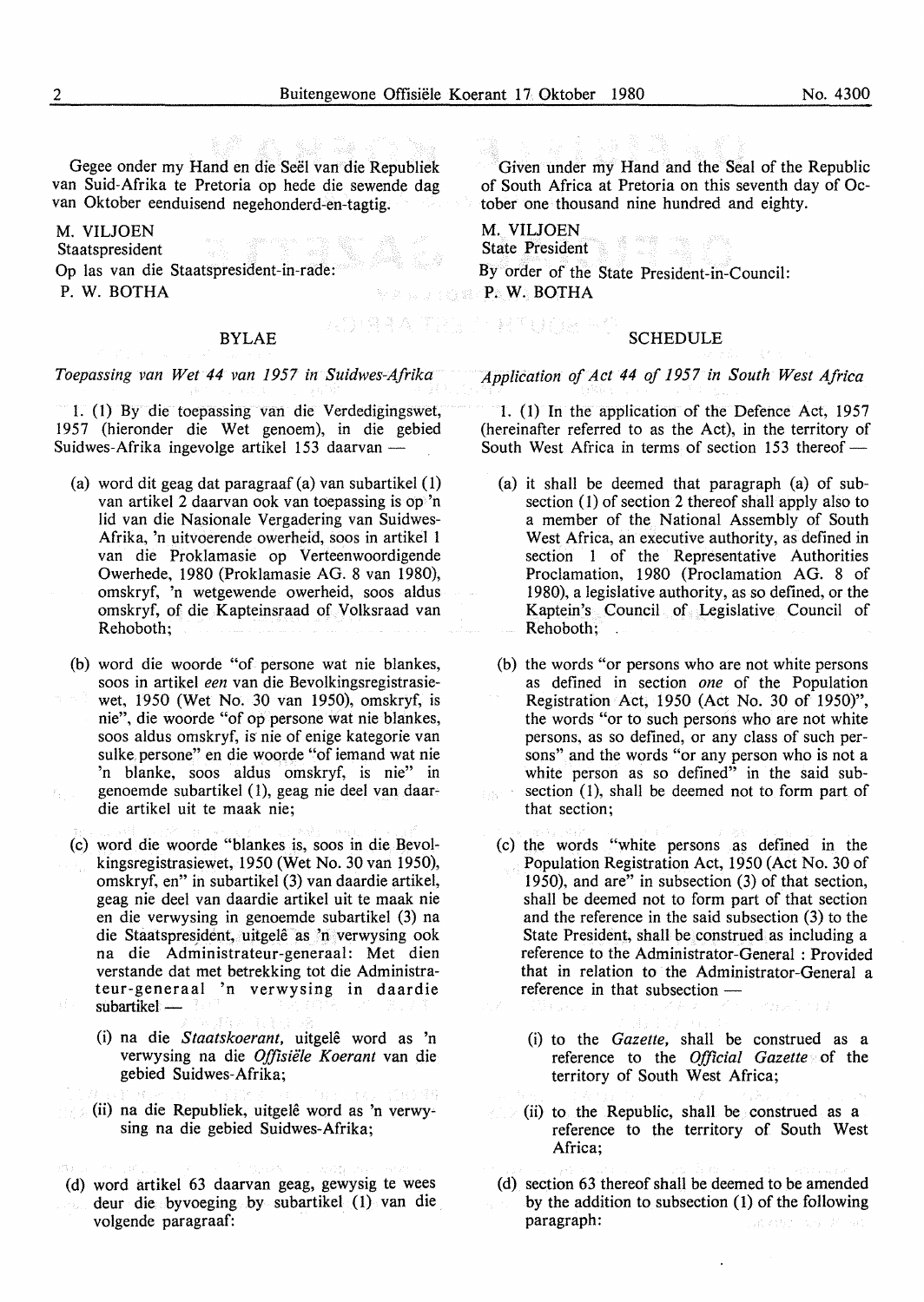Gegee onder my Hand en die Seël van die Republiek van Suid-Afrika te Pretoria op hede die sewende dag van Oktober eenduisend negehonderd-en-tagtig.

M. VILJOEN
Staatspresident
Op las van die Staatspresident-in-rade:
P. W. BOTHA

## BYLAE

*Toepassing van Wet 44 van 1957 in Suidwes-Afrika*

1. (1) By die toepassing van die Verdedigingswet, 1957 (hieronder die Wet genoem), in die gebied Suidwes-Afrika ingevolge artikel 153 daarvan —

(a) word dit geag dat paragraaf (a) van subartikel (1) van artikel 2 daarvan ook van toepassing is op 'n lid van die Nasionale Vergadering van Suidwes-Afrika, 'n uitvoerende owerheid, soos in artikel 1 van die Proklamasie op Verteenwoordigende Owerhede, 1980 (Proklamasie AG. 8 van 1980), omskryf, 'n wetgewende owerheid, soos aldus omskryf, of die Kapteinsraad of Volksraad van Rehoboth;

(b) word die woorde "of persone wat nie blankes, soos in artikel *een* van die Bevolkingsregistrasiewet, 1950 (Wet No. 30 van 1950), omskryf, is nie", die woorde "of op persone wat nie blankes, soos aldus omskryf, is nie of enige kategorie van sulke persone" en die woorde "of iemand wat nie 'n blanke, soos aldus omskryf, is nie" in genoemde subartikel (1), geag nie deel van daardie artikel uit te maak nie;

(c) word die woorde "blankes is, soos in die Bevolkingsregistrasiewet, 1950 (Wet No. 30 van 1950), omskryf, en" in subartikel (3) van daardie artikel, geag nie deel van daardie artikel uit te maak nie en die verwysing in genoemde subartikel (3) na die Staatspresident, uitgelê as 'n verwysing ook na die Administrateur-generaal: Met dien verstande dat met betrekking tot die Administrateur-generaal 'n verwysing in daardie subartikel —

(i) na die *Staatskoerant*, uitgelê word as 'n verwysing na die *Offisiële Koerant* van die gebied Suidwes-Afrika;

(ii) na die Republiek, uitgelê word as 'n verwysing na die gebied Suidwes-Afrika;

(d) word artikel 63 daarvan geag, gewysig te wees deur die byvoeging by subartikel (1) van die volgende paragraaf:

Given under my Hand and the Seal of the Republic of South Africa at Pretoria on this seventh day of October one thousand nine hundred and eighty.

M. VILJOEN
State President
By order of the State President-in-Council:
P. W. BOTHA

## SCHEDULE

*Application of Act 44 of 1957 in South West Africa*

1. (1) In the application of the Defence Act, 1957 (hereinafter referred to as the Act), in the territory of South West Africa in terms of section 153 thereof —

(a) it shall be deemed that paragraph (a) of subsection (1) of section 2 thereof shall apply also to a member of the National Assembly of South West Africa, an executive authority, as defined in section 1 of the Representative Authorities Proclamation, 1980 (Proclamation AG. 8 of 1980), a legislative authority, as so defined, or the Kaptein's Council or Legislative Council of Rehoboth;

(b) the words "or persons who are not white persons as defined in section *one* of the Population Registration Act, 1950 (Act No. 30 of 1950)", the words "or to such persons who are not white persons, as so defined, or any class of such persons" and the words "or any person who is not a white person as so defined" in the said subsection (1), shall be deemed not to form part of that section;

(c) the words "white persons as defined in the Population Registration Act, 1950 (Act No. 30 of 1950), and are" in subsection (3) of that section, shall be deemed not to form part of that section and the reference in the said subsection (3) to the State President, shall be construed as including a reference to the Administrator-General : Provided that in relation to the Administrator-General a reference in that subsection —

(i) to the *Gazette*, shall be construed as a reference to the *Official Gazette* of the territory of South West Africa;

(ii) to the Republic, shall be construed as a reference to the territory of South West Africa;

(d) section 63 thereof shall be deemed to be amended by the addition to subsection (1) of the following paragraph: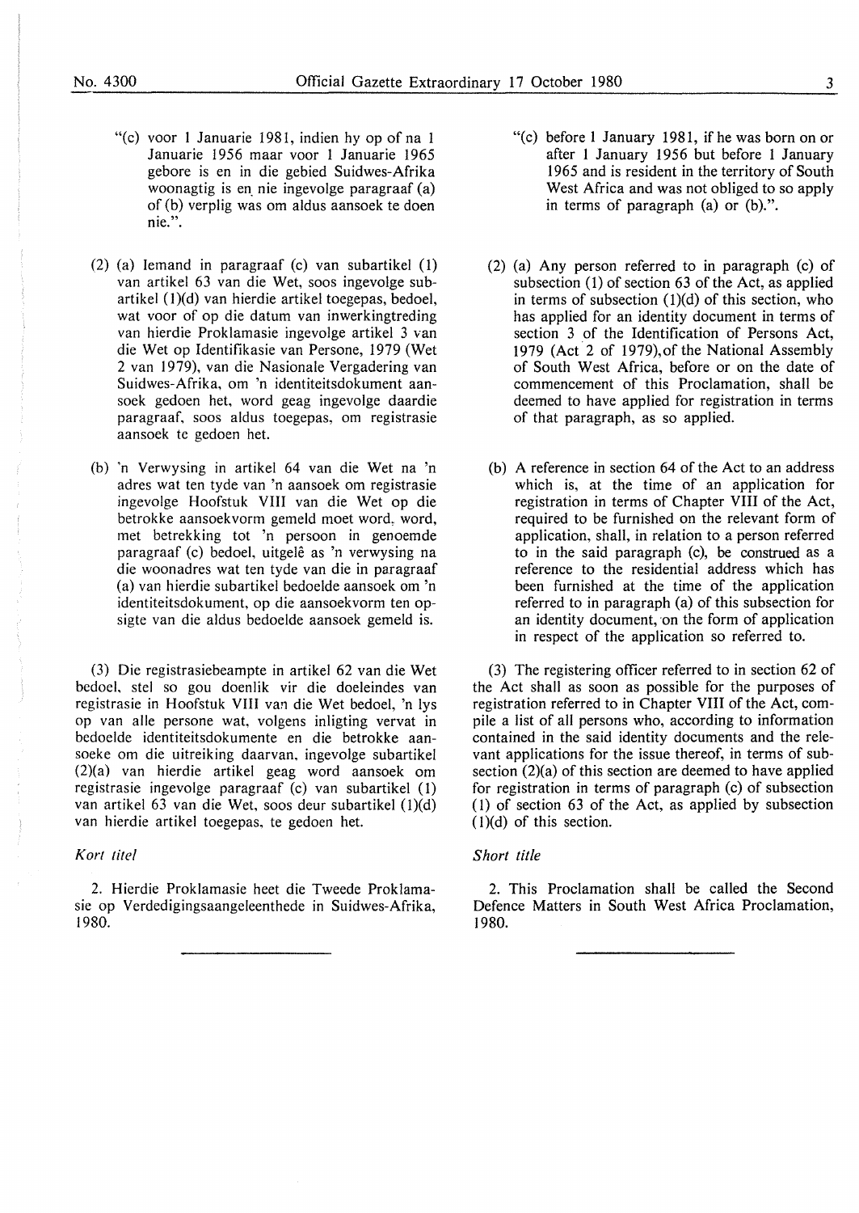"(c) voor 1 Januarie 1981, indien hy op of na 1 Januarie 1956 maar voor 1 Januarie 1965 gebore is en in die gebied Suidwes-Afrika woonagtig is en nie ingevolge paragraaf (a) of (b) verplig was om aldus aansoek te doen nie.".

(2) (a) Iemand in paragraaf (c) van subartikel (1) van artikel 63 van die Wet, soos ingevolge subartikel (1)(d) van hierdie artikel toegepas, bedoel, wat voor of op die datum van inwerkingtreding van hierdie Proklamasie ingevolge artikel 3 van die Wet op Identifikasie van Persone, 1979 (Wet 2 van 1979), van die Nasionale Vergadering van Suidwes-Afrika, om 'n identiteitsdokument aansoek gedoen het, word geag ingevolge daardie paragraaf, soos aldus toegepas, om registrasie aansoek te gedoen het.

(b) 'n Verwysing in artikel 64 van die Wet na 'n adres wat ten tyde van 'n aansoek om registrasie ingevolge Hoofstuk VIII van die Wet op die betrokke aansoekvorm gemeld moet word, word, met betrekking tot 'n persoon in genoemde paragraaf (c) bedoel, uitgelê as 'n verwysing na die woonadres wat ten tyde van die in paragraaf (a) van hierdie subartikel bedoelde aansoek om 'n identiteitsdokument, op die aansoekvorm ten opsigte van die aldus bedoelde aansoek gemeld is.

(3) Die registrasiebeampte in artikel 62 van die Wet bedoel, stel so gou doenlik vir die doeleindes van registrasie in Hoofstuk VIII van die Wet bedoel, 'n lys op van alle persone wat, volgens inligting vervat in bedoelde identiteitsdokumente en die betrokke aansoeke om die uitreiking daarvan, ingevolge subartikel (2)(a) van hierdie artikel geag word aansoek om registrasie ingevolge paragraaf (c) van subartikel (1) van artikel 63 van die Wet, soos deur subartikel (1)(d) van hierdie artikel toegepas, te gedoen het.

*Kort titel*

2. Hierdie Proklamasie heet die Tweede Proklamasie op Verdedigingsaangeleenthede in Suidwes-Afrika, 1980.

"(c) before 1 January 1981, if he was born on or after 1 January 1956 but before 1 January 1965 and is resident in the territory of South West Africa and was not obliged to so apply in terms of paragraph (a) or (b).".

(2) (a) Any person referred to in paragraph (c) of subsection (1) of section 63 of the Act, as applied in terms of subsection (1)(d) of this section, who has applied for an identity document in terms of section 3 of the Identification of Persons Act, 1979 (Act 2 of 1979), of the National Assembly of South West Africa, before or on the date of commencement of this Proclamation, shall be deemed to have applied for registration in terms of that paragraph, as so applied.

(b) A reference in section 64 of the Act to an address which is, at the time of an application for registration in terms of Chapter VIII of the Act, required to be furnished on the relevant form of application, shall, in relation to a person referred to in the said paragraph (c), be construed as a reference to the residential address which has been furnished at the time of the application referred to in paragraph (a) of this subsection for an identity document, on the form of application in respect of the application so referred to.

(3) The registering officer referred to in section 62 of the Act shall as soon as possible for the purposes of registration referred to in Chapter VIII of the Act, compile a list of all persons who, according to information contained in the said identity documents and the relevant applications for the issue thereof, in terms of subsection (2)(a) of this section are deemed to have applied for registration in terms of paragraph (c) of subsection (1) of section 63 of the Act, as applied by subsection (1)(d) of this section.

*Short title*

2. This Proclamation shall be called the Second Defence Matters in South West Africa Proclamation, 1980.